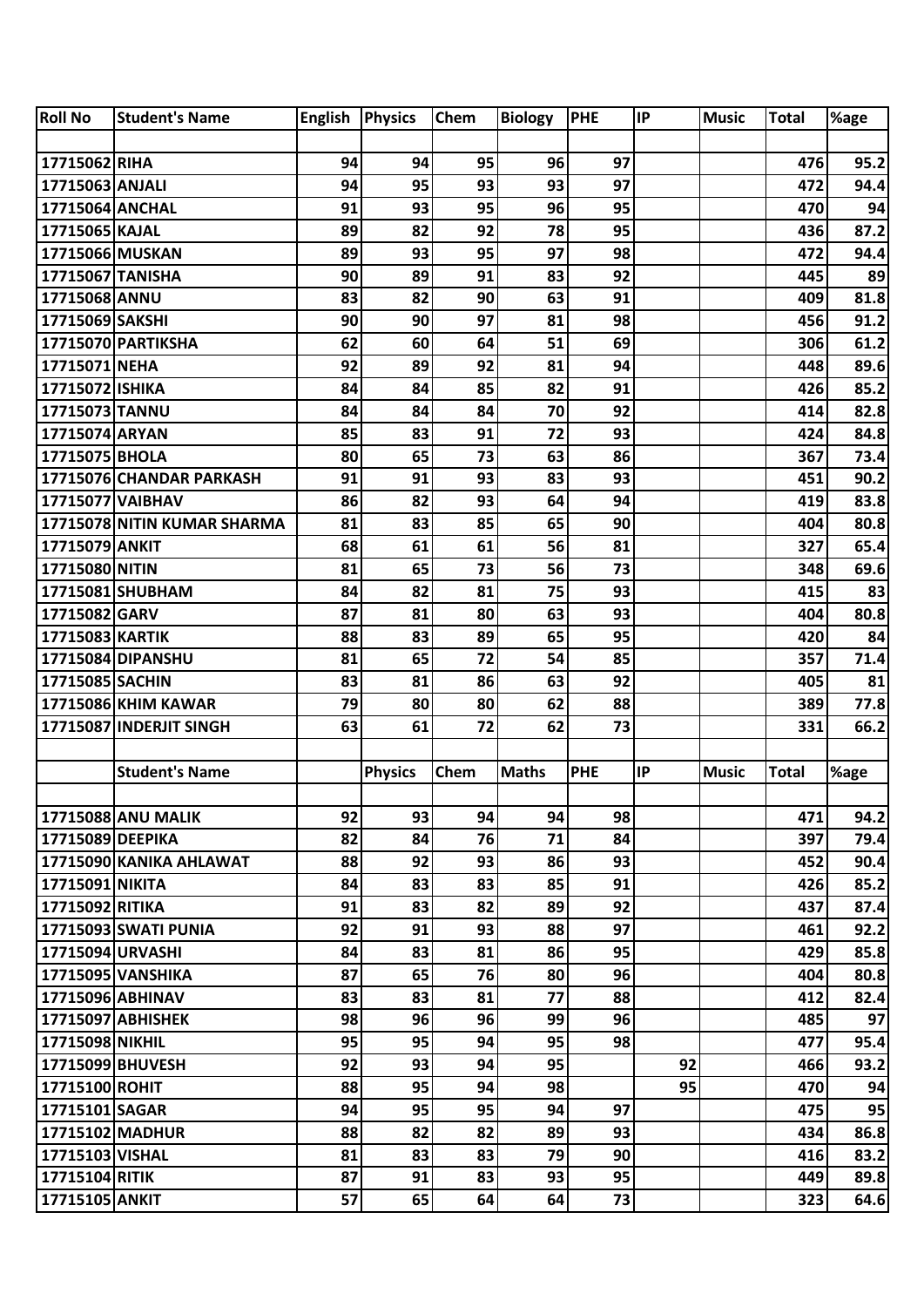| Roll No | Student's Name | English | Physics | Chem | Biology | PHE | IP | Music | Total | %age |
|---|---|---|---|---|---|---|---|---|---|---|
| | | | | | | | | | | |
| 17715062 | RIHA | 94 | 94 | 95 | 96 | 97 | | | 476 | 95.2 |
| 17715063 | ANJALI | 94 | 95 | 93 | 93 | 97 | | | 472 | 94.4 |
| 17715064 | ANCHAL | 91 | 93 | 95 | 96 | 95 | | | 470 | 94 |
| 17715065 | KAJAL | 89 | 82 | 92 | 78 | 95 | | | 436 | 87.2 |
| 17715066 | MUSKAN | 89 | 93 | 95 | 97 | 98 | | | 472 | 94.4 |
| 17715067 | TANISHA | 90 | 89 | 91 | 83 | 92 | | | 445 | 89 |
| 17715068 | ANNU | 83 | 82 | 90 | 63 | 91 | | | 409 | 81.8 |
| 17715069 | SAKSHI | 90 | 90 | 97 | 81 | 98 | | | 456 | 91.2 |
| 17715070 | PARTIKSHA | 62 | 60 | 64 | 51 | 69 | | | 306 | 61.2 |
| 17715071 | NEHA | 92 | 89 | 92 | 81 | 94 | | | 448 | 89.6 |
| 17715072 | ISHIKA | 84 | 84 | 85 | 82 | 91 | | | 426 | 85.2 |
| 17715073 | TANNU | 84 | 84 | 84 | 70 | 92 | | | 414 | 82.8 |
| 17715074 | ARYAN | 85 | 83 | 91 | 72 | 93 | | | 424 | 84.8 |
| 17715075 | BHOLA | 80 | 65 | 73 | 63 | 86 | | | 367 | 73.4 |
| 17715076 | CHANDAR PARKASH | 91 | 91 | 93 | 83 | 93 | | | 451 | 90.2 |
| 17715077 | VAIBHAV | 86 | 82 | 93 | 64 | 94 | | | 419 | 83.8 |
| 17715078 | NITIN KUMAR SHARMA | 81 | 83 | 85 | 65 | 90 | | | 404 | 80.8 |
| 17715079 | ANKIT | 68 | 61 | 61 | 56 | 81 | | | 327 | 65.4 |
| 17715080 | NITIN | 81 | 65 | 73 | 56 | 73 | | | 348 | 69.6 |
| 17715081 | SHUBHAM | 84 | 82 | 81 | 75 | 93 | | | 415 | 83 |
| 17715082 | GARV | 87 | 81 | 80 | 63 | 93 | | | 404 | 80.8 |
| 17715083 | KARTIK | 88 | 83 | 89 | 65 | 95 | | | 420 | 84 |
| 17715084 | DIPANSHU | 81 | 65 | 72 | 54 | 85 | | | 357 | 71.4 |
| 17715085 | SACHIN | 83 | 81 | 86 | 63 | 92 | | | 405 | 81 |
| 17715086 | KHIM KAWAR | 79 | 80 | 80 | 62 | 88 | | | 389 | 77.8 |
| 17715087 | INDERJIT SINGH | 63 | 61 | 72 | 62 | 73 | | | 331 | 66.2 |
| | | | | | | | | | | |
| | Student's Name | | Physics | Chem | Maths | PHE | IP | Music | Total | %age |
| | | | | | | | | | | |
| 17715088 | ANU MALIK | 92 | 93 | 94 | 94 | 98 | | | 471 | 94.2 |
| 17715089 | DEEPIKA | 82 | 84 | 76 | 71 | 84 | | | 397 | 79.4 |
| 17715090 | KANIKA AHLAWAT | 88 | 92 | 93 | 86 | 93 | | | 452 | 90.4 |
| 17715091 | NIKITA | 84 | 83 | 83 | 85 | 91 | | | 426 | 85.2 |
| 17715092 | RITIKA | 91 | 83 | 82 | 89 | 92 | | | 437 | 87.4 |
| 17715093 | SWATI PUNIA | 92 | 91 | 93 | 88 | 97 | | | 461 | 92.2 |
| 17715094 | URVASHI | 84 | 83 | 81 | 86 | 95 | | | 429 | 85.8 |
| 17715095 | VANSHIKA | 87 | 65 | 76 | 80 | 96 | | | 404 | 80.8 |
| 17715096 | ABHINAV | 83 | 83 | 81 | 77 | 88 | | | 412 | 82.4 |
| 17715097 | ABHISHEK | 98 | 96 | 96 | 99 | 96 | | | 485 | 97 |
| 17715098 | NIKHIL | 95 | 95 | 94 | 95 | 98 | | | 477 | 95.4 |
| 17715099 | BHUVESH | 92 | 93 | 94 | 95 | | 92 | | 466 | 93.2 |
| 17715100 | ROHIT | 88 | 95 | 94 | 98 | | 95 | | 470 | 94 |
| 17715101 | SAGAR | 94 | 95 | 95 | 94 | 97 | | | 475 | 95 |
| 17715102 | MADHUR | 88 | 82 | 82 | 89 | 93 | | | 434 | 86.8 |
| 17715103 | VISHAL | 81 | 83 | 83 | 79 | 90 | | | 416 | 83.2 |
| 17715104 | RITIK | 87 | 91 | 83 | 93 | 95 | | | 449 | 89.8 |
| 17715105 | ANKIT | 57 | 65 | 64 | 64 | 73 | | | 323 | 64.6 |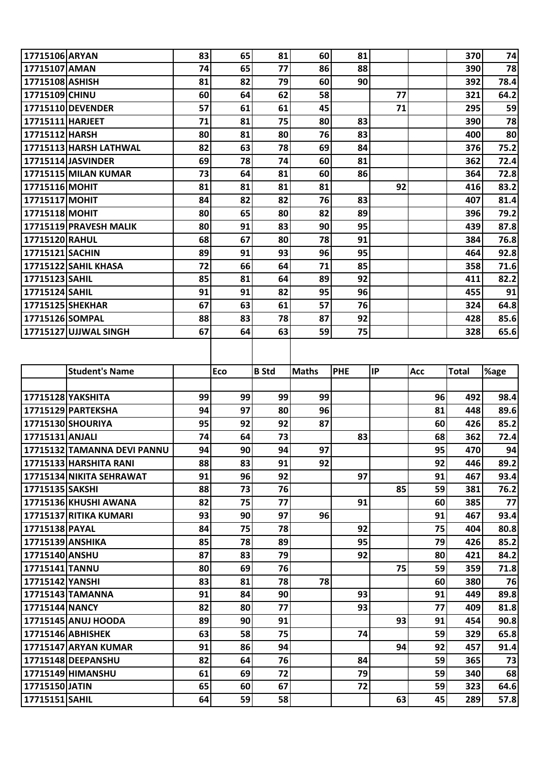| | | | | | | | | | | |
|---|---|---|---|---|---|---|---|---|---|---|
| 17715106 | ARYAN | 83 | 65 | 81 | 60 | 81 | | | 370 | 74 |
| 17715107 | AMAN | 74 | 65 | 77 | 86 | 88 | | | 390 | 78 |
| 17715108 | ASHISH | 81 | 82 | 79 | 60 | 90 | | | 392 | 78.4 |
| 17715109 | CHINU | 60 | 64 | 62 | 58 | | 77 | | 321 | 64.2 |
| 17715110 | DEVENDER | 57 | 61 | 61 | 45 | | 71 | | 295 | 59 |
| 17715111 | HARJEET | 71 | 81 | 75 | 80 | 83 | | | 390 | 78 |
| 17715112 | HARSH | 80 | 81 | 80 | 76 | 83 | | | 400 | 80 |
| 17715113 | HARSH LATHWAL | 82 | 63 | 78 | 69 | 84 | | | 376 | 75.2 |
| 17715114 | JASVINDER | 69 | 78 | 74 | 60 | 81 | | | 362 | 72.4 |
| 17715115 | MILAN KUMAR | 73 | 64 | 81 | 60 | 86 | | | 364 | 72.8 |
| 17715116 | MOHIT | 81 | 81 | 81 | 81 | | 92 | | 416 | 83.2 |
| 17715117 | MOHIT | 84 | 82 | 82 | 76 | 83 | | | 407 | 81.4 |
| 17715118 | MOHIT | 80 | 65 | 80 | 82 | 89 | | | 396 | 79.2 |
| 17715119 | PRAVESH MALIK | 80 | 91 | 83 | 90 | 95 | | | 439 | 87.8 |
| 17715120 | RAHUL | 68 | 67 | 80 | 78 | 91 | | | 384 | 76.8 |
| 17715121 | SACHIN | 89 | 91 | 93 | 96 | 95 | | | 464 | 92.8 |
| 17715122 | SAHIL KHASA | 72 | 66 | 64 | 71 | 85 | | | 358 | 71.6 |
| 17715123 | SAHIL | 85 | 81 | 64 | 89 | 92 | | | 411 | 82.2 |
| 17715124 | SAHIL | 91 | 91 | 82 | 95 | 96 | | | 455 | 91 |
| 17715125 | SHEKHAR | 67 | 63 | 61 | 57 | 76 | | | 324 | 64.8 |
| 17715126 | SOMPAL | 88 | 83 | 78 | 87 | 92 | | | 428 | 85.6 |
| 17715127 | UJJWAL SINGH | 67 | 64 | 63 | 59 | 75 | | | 328 | 65.6 |

| | Student's Name | | Eco | B Std | Maths | PHE | IP | Acc | Total | %age |
|---|---|---|---|---|---|---|---|---|---|---|
| | | | | | | | | | | |
| 17715128 | YAKSHITA | 99 | 99 | 99 | 99 | | | 96 | 492 | 98.4 |
| 17715129 | PARTEKSHA | 94 | 97 | 80 | 96 | | | 81 | 448 | 89.6 |
| 17715130 | SHOURIYA | 95 | 92 | 92 | 87 | | | 60 | 426 | 85.2 |
| 17715131 | ANJALI | 74 | 64 | 73 | | 83 | | 68 | 362 | 72.4 |
| 17715132 | TAMANNA DEVI PANNU | 94 | 90 | 94 | 97 | | | 95 | 470 | 94 |
| 17715133 | HARSHITA RANI | 88 | 83 | 91 | 92 | | | 92 | 446 | 89.2 |
| 17715134 | NIKITA SEHRAWAT | 91 | 96 | 92 | | 97 | | 91 | 467 | 93.4 |
| 17715135 | SAKSHI | 88 | 73 | 76 | | | 85 | 59 | 381 | 76.2 |
| 17715136 | KHUSHI AWANA | 82 | 75 | 77 | | 91 | | 60 | 385 | 77 |
| 17715137 | RITIKA KUMARI | 93 | 90 | 97 | 96 | | | 91 | 467 | 93.4 |
| 17715138 | PAYAL | 84 | 75 | 78 | | 92 | | 75 | 404 | 80.8 |
| 17715139 | ANSHIKA | 85 | 78 | 89 | | 95 | | 79 | 426 | 85.2 |
| 17715140 | ANSHU | 87 | 83 | 79 | | 92 | | 80 | 421 | 84.2 |
| 17715141 | TANNU | 80 | 69 | 76 | | | 75 | 59 | 359 | 71.8 |
| 17715142 | YANSHI | 83 | 81 | 78 | 78 | | | 60 | 380 | 76 |
| 17715143 | TAMANNA | 91 | 84 | 90 | | 93 | | 91 | 449 | 89.8 |
| 17715144 | NANCY | 82 | 80 | 77 | | 93 | | 77 | 409 | 81.8 |
| 17715145 | ANUJ HOODA | 89 | 90 | 91 | | | 93 | 91 | 454 | 90.8 |
| 17715146 | ABHISHEK | 63 | 58 | 75 | | 74 | | 59 | 329 | 65.8 |
| 17715147 | ARYAN KUMAR | 91 | 86 | 94 | | | 94 | 92 | 457 | 91.4 |
| 17715148 | DEEPANSHU | 82 | 64 | 76 | | 84 | | 59 | 365 | 73 |
| 17715149 | HIMANSHU | 61 | 69 | 72 | | 79 | | 59 | 340 | 68 |
| 17715150 | JATIN | 65 | 60 | 67 | | 72 | | 59 | 323 | 64.6 |
| 17715151 | SAHIL | 64 | 59 | 58 | | | 63 | 45 | 289 | 57.8 |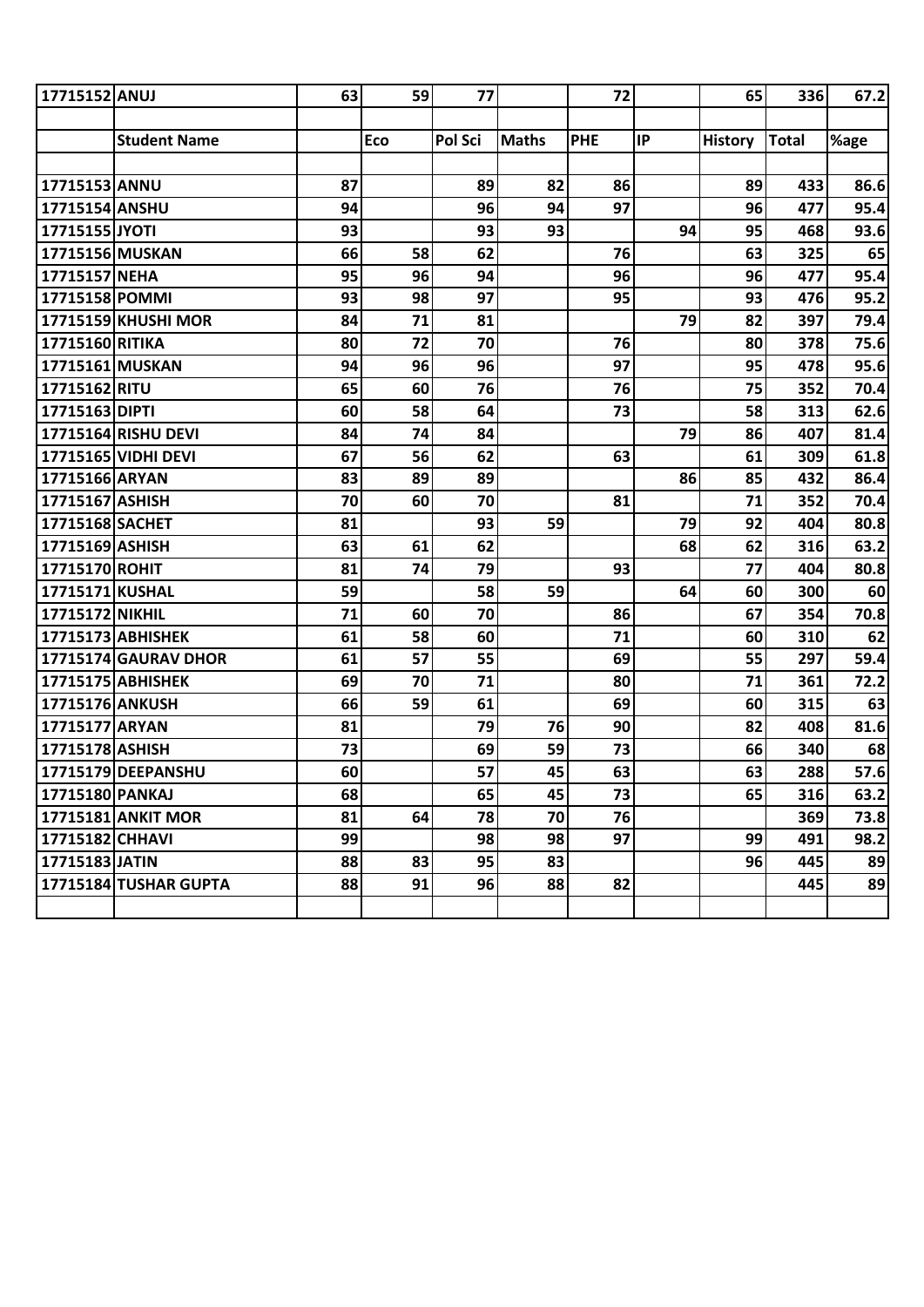| | | | | | | | | | | |
|---|---|---|---|---|---|---|---|---|---|---|
| 17715152 | ANUJ | 63 | 59 | 77 | | 72 | | 65 | 336 | 67.2 |
| | | | | | | | | | | |
| | **Student Name** | | **Eco** | **Pol Sci** | **Maths** | **PHE** | **IP** | **History** | **Total** | **%age** |
| | | | | | | | | | | |
| 17715153 | ANNU | 87 | | 89 | 82 | 86 | | 89 | 433 | 86.6 |
| 17715154 | ANSHU | 94 | | 96 | 94 | 97 | | 96 | 477 | 95.4 |
| 17715155 | JYOTI | 93 | | 93 | 93 | | 94 | 95 | 468 | 93.6 |
| 17715156 | MUSKAN | 66 | 58 | 62 | | 76 | | 63 | 325 | 65 |
| 17715157 | NEHA | 95 | 96 | 94 | | 96 | | 96 | 477 | 95.4 |
| 17715158 | POMMI | 93 | 98 | 97 | | 95 | | 93 | 476 | 95.2 |
| 17715159 | KHUSHI MOR | 84 | 71 | 81 | | | 79 | 82 | 397 | 79.4 |
| 17715160 | RITIKA | 80 | 72 | 70 | | 76 | | 80 | 378 | 75.6 |
| 17715161 | MUSKAN | 94 | 96 | 96 | | 97 | | 95 | 478 | 95.6 |
| 17715162 | RITU | 65 | 60 | 76 | | 76 | | 75 | 352 | 70.4 |
| 17715163 | DIPTI | 60 | 58 | 64 | | 73 | | 58 | 313 | 62.6 |
| 17715164 | RISHU DEVI | 84 | 74 | 84 | | | 79 | 86 | 407 | 81.4 |
| 17715165 | VIDHI DEVI | 67 | 56 | 62 | | 63 | | 61 | 309 | 61.8 |
| 17715166 | ARYAN | 83 | 89 | 89 | | | 86 | 85 | 432 | 86.4 |
| 17715167 | ASHISH | 70 | 60 | 70 | | 81 | | 71 | 352 | 70.4 |
| 17715168 | SACHET | 81 | | 93 | 59 | | 79 | 92 | 404 | 80.8 |
| 17715169 | ASHISH | 63 | 61 | 62 | | | 68 | 62 | 316 | 63.2 |
| 17715170 | ROHIT | 81 | 74 | 79 | | 93 | | 77 | 404 | 80.8 |
| 17715171 | KUSHAL | 59 | | 58 | 59 | | 64 | 60 | 300 | 60 |
| 17715172 | NIKHIL | 71 | 60 | 70 | | 86 | | 67 | 354 | 70.8 |
| 17715173 | ABHISHEK | 61 | 58 | 60 | | 71 | | 60 | 310 | 62 |
| 17715174 | GAURAV DHOR | 61 | 57 | 55 | | 69 | | 55 | 297 | 59.4 |
| 17715175 | ABHISHEK | 69 | 70 | 71 | | 80 | | 71 | 361 | 72.2 |
| 17715176 | ANKUSH | 66 | 59 | 61 | | 69 | | 60 | 315 | 63 |
| 17715177 | ARYAN | 81 | | 79 | 76 | 90 | | 82 | 408 | 81.6 |
| 17715178 | ASHISH | 73 | | 69 | 59 | 73 | | 66 | 340 | 68 |
| 17715179 | DEEPANSHU | 60 | | 57 | 45 | 63 | | 63 | 288 | 57.6 |
| 17715180 | PANKAJ | 68 | | 65 | 45 | 73 | | 65 | 316 | 63.2 |
| 17715181 | ANKIT MOR | 81 | 64 | 78 | 70 | 76 | | | 369 | 73.8 |
| 17715182 | CHHAVI | 99 | | 98 | 98 | 97 | | 99 | 491 | 98.2 |
| 17715183 | JATIN | 88 | 83 | 95 | 83 | | | 96 | 445 | 89 |
| 17715184 | TUSHAR GUPTA | 88 | 91 | 96 | 88 | 82 | | | 445 | 89 |